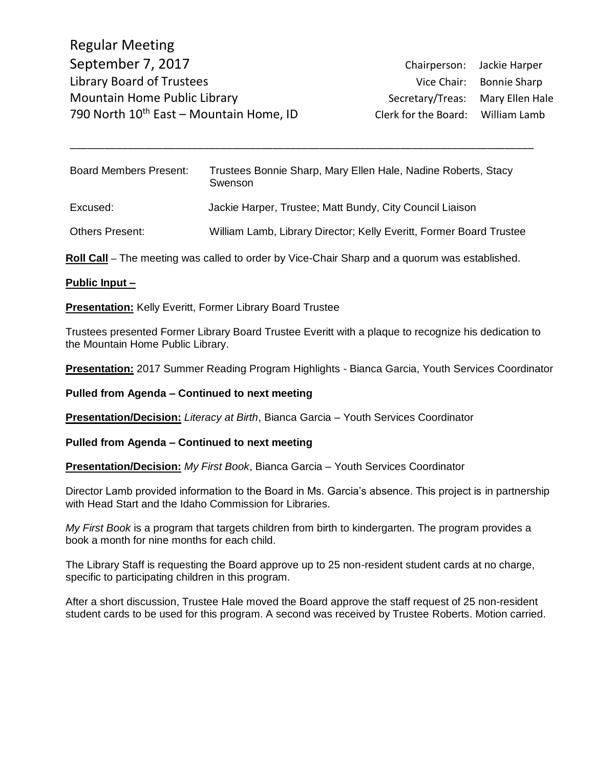Regular Meeting
September 7, 2017
Library Board of Trustees
Mountain Home Public Library
790 North 10th East – Mountain Home, ID

| | |
|---|---|
| Chairperson: | Jackie Harper |
| Vice Chair: | Bonnie Sharp |
| Secretary/Treas: | Mary Ellen Hale |
| Clerk for the Board: | William Lamb |

---

| | |
|---|---|
| Board Members Present: | Trustees Bonnie Sharp, Mary Ellen Hale, Nadine Roberts, Stacy Swenson |
| Excused: | Jackie Harper, Trustee; Matt Bundy, City Council Liaison |
| Others Present: | William Lamb, Library Director; Kelly Everitt, Former Board Trustee |

**Roll Call** – The meeting was called to order by Vice-Chair Sharp and a quorum was established.

**Public Input –**

**Presentation:** Kelly Everitt, Former Library Board Trustee

Trustees presented Former Library Board Trustee Everitt with a plaque to recognize his dedication to the Mountain Home Public Library.

**Presentation:** 2017 Summer Reading Program Highlights - Bianca Garcia, Youth Services Coordinator

**Pulled from Agenda – Continued to next meeting**

**Presentation/Decision:** *Literacy at Birth*, Bianca Garcia – Youth Services Coordinator

**Pulled from Agenda – Continued to next meeting**

**Presentation/Decision:** *My First Book*, Bianca Garcia – Youth Services Coordinator

Director Lamb provided information to the Board in Ms. Garcia's absence. This project is in partnership with Head Start and the Idaho Commission for Libraries.

*My First Book* is a program that targets children from birth to kindergarten. The program provides a book a month for nine months for each child.

The Library Staff is requesting the Board approve up to 25 non-resident student cards at no charge, specific to participating children in this program.

After a short discussion, Trustee Hale moved the Board approve the staff request of 25 non-resident student cards to be used for this program. A second was received by Trustee Roberts. Motion carried.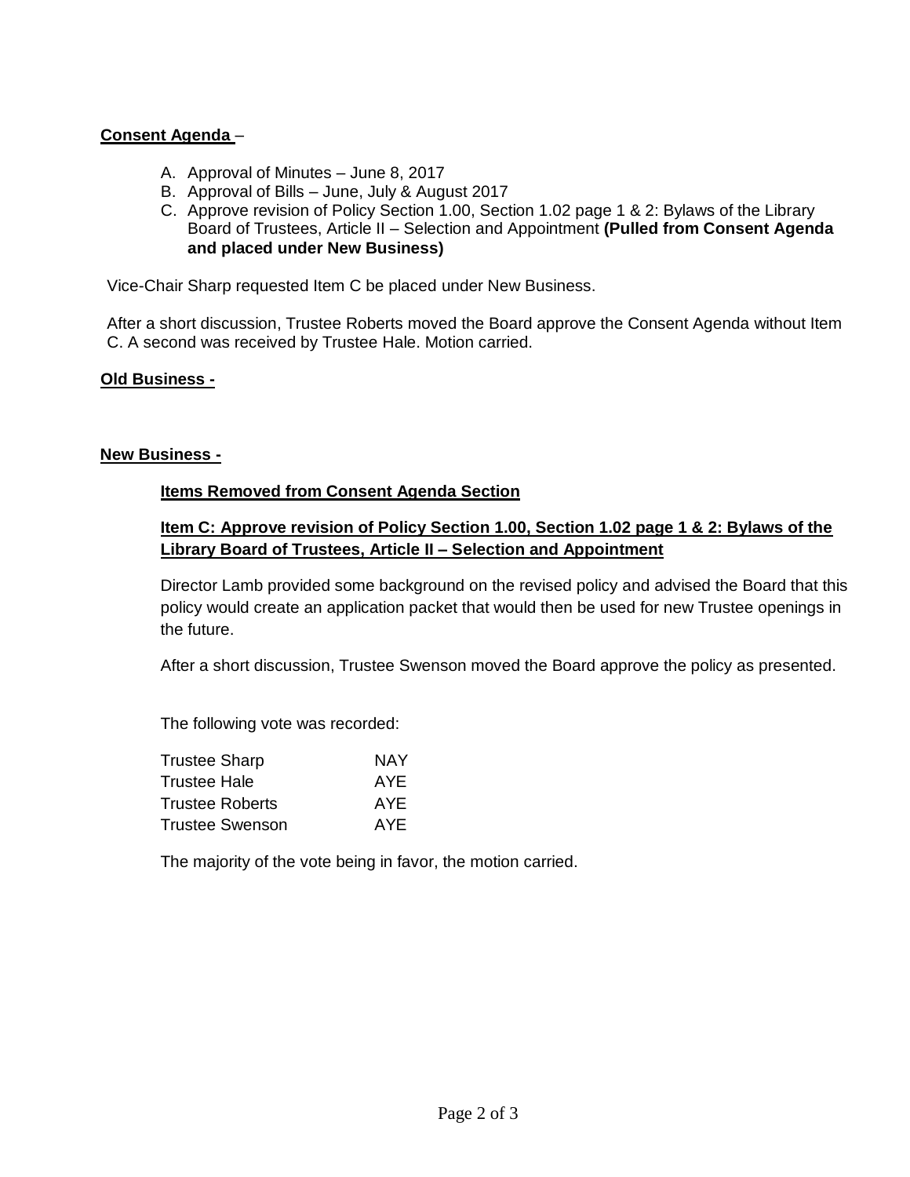**Consent Agenda** –

A. Approval of Minutes – June 8, 2017
B. Approval of Bills – June, July & August 2017
C. Approve revision of Policy Section 1.00, Section 1.02 page 1 & 2: Bylaws of the Library Board of Trustees, Article II – Selection and Appointment **(Pulled from Consent Agenda and placed under New Business)**

Vice-Chair Sharp requested Item C be placed under New Business.

After a short discussion, Trustee Roberts moved the Board approve the Consent Agenda without Item C. A second was received by Trustee Hale. Motion carried.

**Old Business -**

**New Business -**

**Items Removed from Consent Agenda Section**

**Item C: Approve revision of Policy Section 1.00, Section 1.02 page 1 & 2: Bylaws of the Library Board of Trustees, Article II – Selection and Appointment**

Director Lamb provided some background on the revised policy and advised the Board that this policy would create an application packet that would then be used for new Trustee openings in the future.

After a short discussion, Trustee Swenson moved the Board approve the policy as presented.

The following vote was recorded:

| | |
|---|---|
| Trustee Sharp | NAY |
| Trustee Hale | AYE |
| Trustee Roberts | AYE |
| Trustee Swenson | AYE |

The majority of the vote being in favor, the motion carried.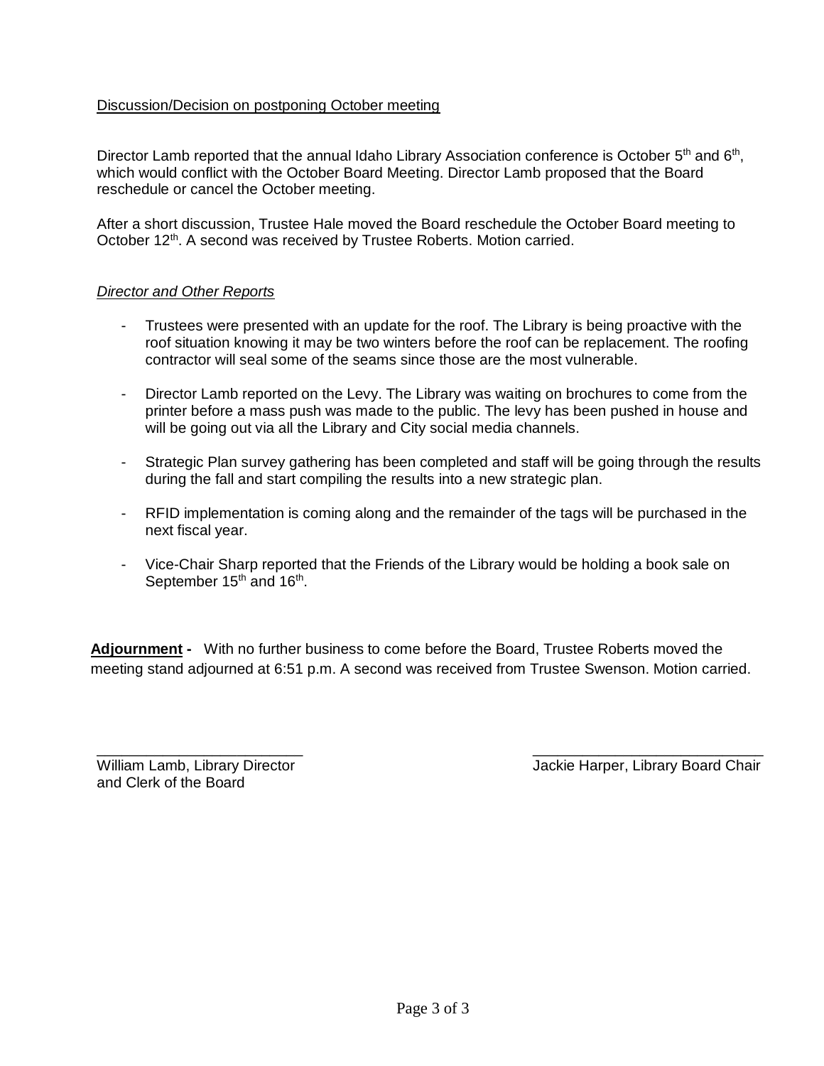Discussion/Decision on postponing October meeting

Director Lamb reported that the annual Idaho Library Association conference is October 5th and 6th, which would conflict with the October Board Meeting. Director Lamb proposed that the Board reschedule or cancel the October meeting.

After a short discussion, Trustee Hale moved the Board reschedule the October Board meeting to October 12th. A second was received by Trustee Roberts. Motion carried.

*Director and Other Reports*

- Trustees were presented with an update for the roof. The Library is being proactive with the roof situation knowing it may be two winters before the roof can be replacement. The roofing contractor will seal some of the seams since those are the most vulnerable.

- Director Lamb reported on the Levy. The Library was waiting on brochures to come from the printer before a mass push was made to the public. The levy has been pushed in house and will be going out via all the Library and City social media channels.

- Strategic Plan survey gathering has been completed and staff will be going through the results during the fall and start compiling the results into a new strategic plan.

- RFID implementation is coming along and the remainder of the tags will be purchased in the next fiscal year.

- Vice-Chair Sharp reported that the Friends of the Library would be holding a book sale on September 15th and 16th.

**Adjournment -** With no further business to come before the Board, Trustee Roberts moved the meeting stand adjourned at 6:51 p.m. A second was received from Trustee Swenson. Motion carried.

\_\_\_\_\_\_\_\_\_\_\_\_\_\_\_\_\_\_\_\_\_\_\_\_\_\_
William Lamb, Library Director
and Clerk of the Board

\_\_\_\_\_\_\_\_\_\_\_\_\_\_\_\_\_\_\_\_\_\_\_\_\_\_
Jackie Harper, Library Board Chair